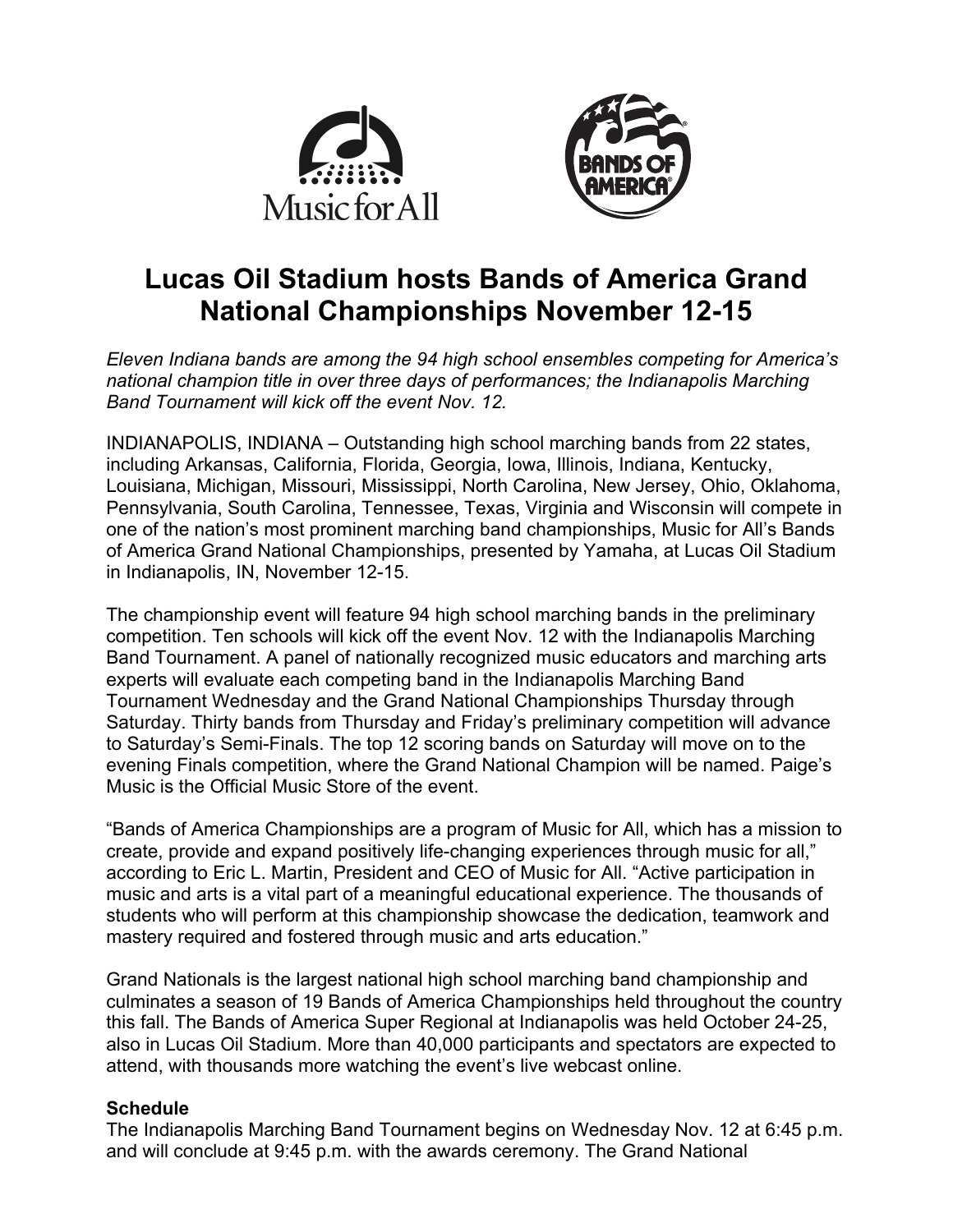# Lucas Oil Stadium hosts Bands of America Grand National Championships November 12-15

*Eleven Indiana bands are among the 94 high school ensembles competing for America's national champion title in over three days of performances; the Indianapolis Marching Band Tournament will kick off the event Nov. 12.*

INDIANAPOLIS, INDIANA – Outstanding high school marching bands from 22 states, including Arkansas, California, Florida, Georgia, Iowa, Illinois, Indiana, Kentucky, Louisiana, Michigan, Missouri, Mississippi, North Carolina, New Jersey, Ohio, Oklahoma, Pennsylvania, South Carolina, Tennessee, Texas, Virginia and Wisconsin will compete in one of the nation's most prominent marching band championships, Music for All's Bands of America Grand National Championships, presented by Yamaha, at Lucas Oil Stadium in Indianapolis, IN, November 12-15.

The championship event will feature 94 high school marching bands in the preliminary competition. Ten schools will kick off the event Nov. 12 with the Indianapolis Marching Band Tournament. A panel of nationally recognized music educators and marching arts experts will evaluate each competing band in the Indianapolis Marching Band Tournament Wednesday and the Grand National Championships Thursday through Saturday. Thirty bands from Thursday and Friday's preliminary competition will advance to Saturday's Semi-Finals. The top 12 scoring bands on Saturday will move on to the evening Finals competition, where the Grand National Champion will be named. Paige's Music is the Official Music Store of the event.

"Bands of America Championships are a program of Music for All, which has a mission to create, provide and expand positively life-changing experiences through music for all," according to Eric L. Martin, President and CEO of Music for All. "Active participation in music and arts is a vital part of a meaningful educational experience. The thousands of students who will perform at this championship showcase the dedication, teamwork and mastery required and fostered through music and arts education."

Grand Nationals is the largest national high school marching band championship and culminates a season of 19 Bands of America Championships held throughout the country this fall. The Bands of America Super Regional at Indianapolis was held October 24-25, also in Lucas Oil Stadium. More than 40,000 participants and spectators are expected to attend, with thousands more watching the event's live webcast online.

**Schedule**

The Indianapolis Marching Band Tournament begins on Wednesday Nov. 12 at 6:45 p.m. and will conclude at 9:45 p.m. with the awards ceremony. The Grand National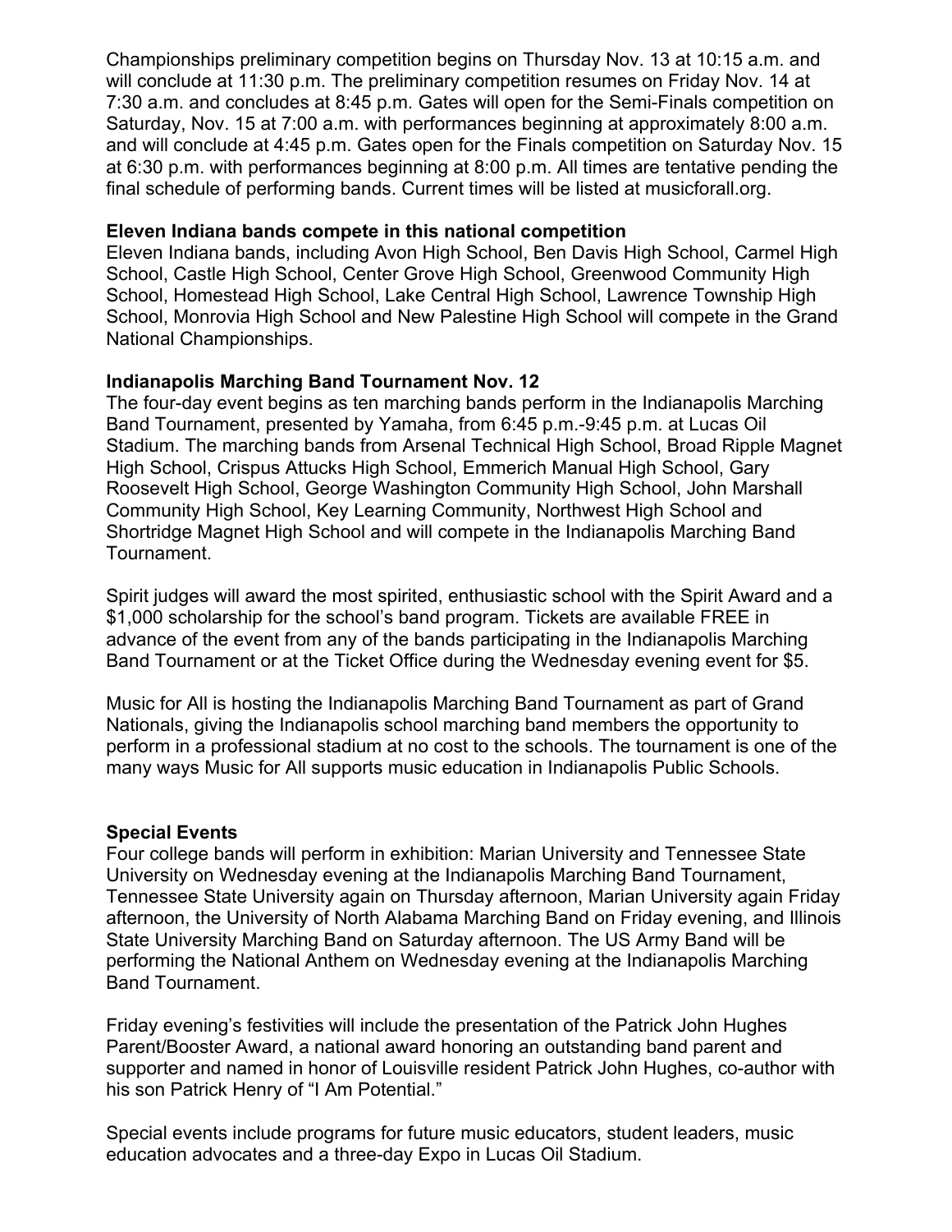Championships preliminary competition begins on Thursday Nov. 13 at 10:15 a.m. and will conclude at 11:30 p.m. The preliminary competition resumes on Friday Nov. 14 at 7:30 a.m. and concludes at 8:45 p.m. Gates will open for the Semi-Finals competition on Saturday, Nov. 15 at 7:00 a.m. with performances beginning at approximately 8:00 a.m. and will conclude at 4:45 p.m. Gates open for the Finals competition on Saturday Nov. 15 at 6:30 p.m. with performances beginning at 8:00 p.m. All times are tentative pending the final schedule of performing bands. Current times will be listed at musicforall.org.

**Eleven Indiana bands compete in this national competition**

Eleven Indiana bands, including Avon High School, Ben Davis High School, Carmel High School, Castle High School, Center Grove High School, Greenwood Community High School, Homestead High School, Lake Central High School, Lawrence Township High School, Monrovia High School and New Palestine High School will compete in the Grand National Championships.

**Indianapolis Marching Band Tournament Nov. 12**

The four-day event begins as ten marching bands perform in the Indianapolis Marching Band Tournament, presented by Yamaha, from 6:45 p.m.-9:45 p.m. at Lucas Oil Stadium. The marching bands from Arsenal Technical High School, Broad Ripple Magnet High School, Crispus Attucks High School, Emmerich Manual High School, Gary Roosevelt High School, George Washington Community High School, John Marshall Community High School, Key Learning Community, Northwest High School and Shortridge Magnet High School and will compete in the Indianapolis Marching Band Tournament.

Spirit judges will award the most spirited, enthusiastic school with the Spirit Award and a $1,000 scholarship for the school's band program. Tickets are available FREE in advance of the event from any of the bands participating in the Indianapolis Marching Band Tournament or at the Ticket Office during the Wednesday evening event for $5.

Music for All is hosting the Indianapolis Marching Band Tournament as part of Grand Nationals, giving the Indianapolis school marching band members the opportunity to perform in a professional stadium at no cost to the schools. The tournament is one of the many ways Music for All supports music education in Indianapolis Public Schools.

**Special Events**

Four college bands will perform in exhibition: Marian University and Tennessee State University on Wednesday evening at the Indianapolis Marching Band Tournament, Tennessee State University again on Thursday afternoon, Marian University again Friday afternoon, the University of North Alabama Marching Band on Friday evening, and Illinois State University Marching Band on Saturday afternoon. The US Army Band will be performing the National Anthem on Wednesday evening at the Indianapolis Marching Band Tournament.

Friday evening's festivities will include the presentation of the Patrick John Hughes Parent/Booster Award, a national award honoring an outstanding band parent and supporter and named in honor of Louisville resident Patrick John Hughes, co-author with his son Patrick Henry of "I Am Potential."

Special events include programs for future music educators, student leaders, music education advocates and a three-day Expo in Lucas Oil Stadium.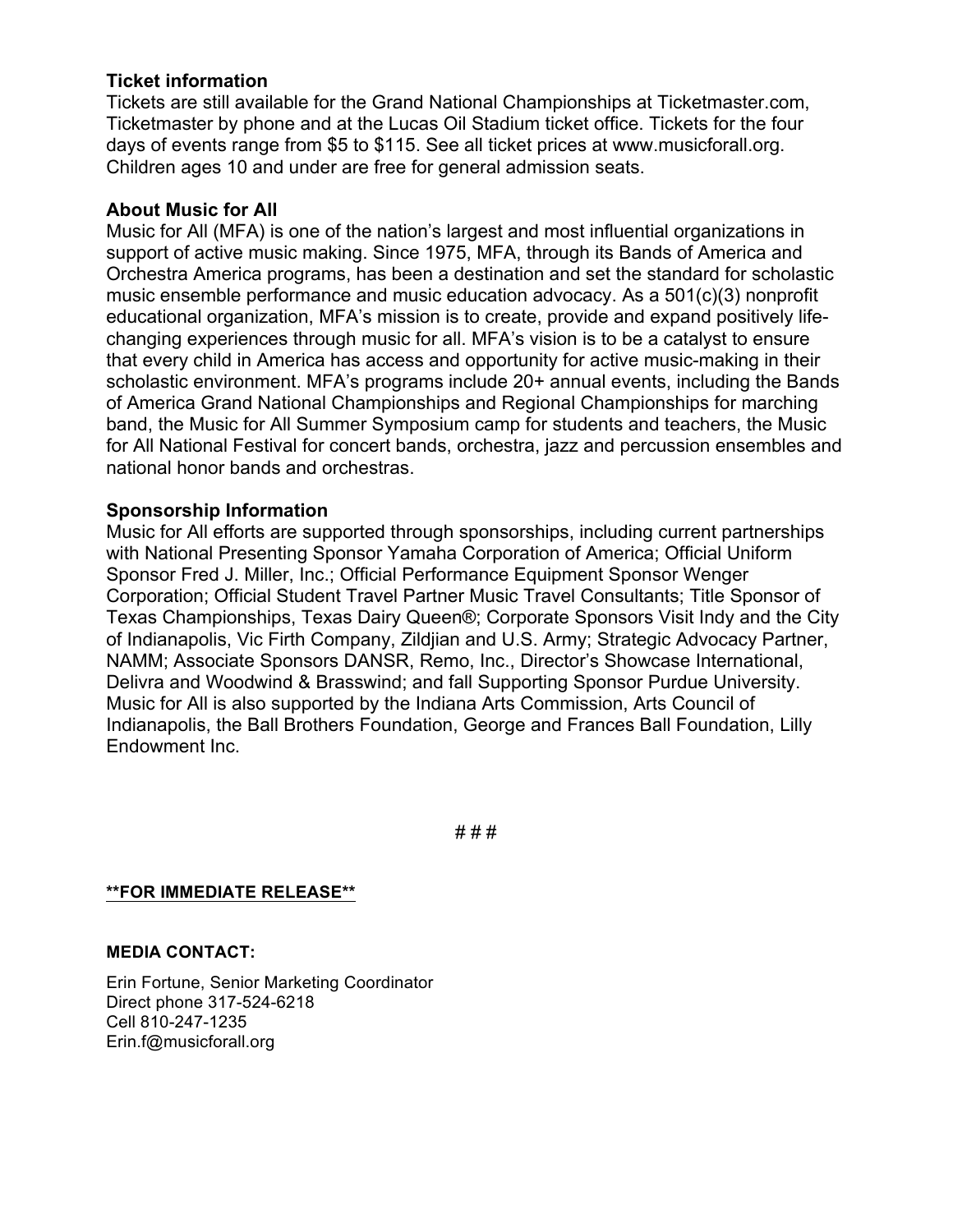**Ticket information**
Tickets are still available for the Grand National Championships at Ticketmaster.com, Ticketmaster by phone and at the Lucas Oil Stadium ticket office. Tickets for the four days of events range from $5 to $115. See all ticket prices at www.musicforall.org. Children ages 10 and under are free for general admission seats.

**About Music for All**
Music for All (MFA) is one of the nation's largest and most influential organizations in support of active music making. Since 1975, MFA, through its Bands of America and Orchestra America programs, has been a destination and set the standard for scholastic music ensemble performance and music education advocacy. As a 501(c)(3) nonprofit educational organization, MFA's mission is to create, provide and expand positively life-changing experiences through music for all. MFA's vision is to be a catalyst to ensure that every child in America has access and opportunity for active music-making in their scholastic environment. MFA's programs include 20+ annual events, including the Bands of America Grand National Championships and Regional Championships for marching band, the Music for All Summer Symposium camp for students and teachers, the Music for All National Festival for concert bands, orchestra, jazz and percussion ensembles and national honor bands and orchestras.

**Sponsorship Information**
Music for All efforts are supported through sponsorships, including current partnerships with National Presenting Sponsor Yamaha Corporation of America; Official Uniform Sponsor Fred J. Miller, Inc.; Official Performance Equipment Sponsor Wenger Corporation; Official Student Travel Partner Music Travel Consultants; Title Sponsor of Texas Championships, Texas Dairy Queen®; Corporate Sponsors Visit Indy and the City of Indianapolis, Vic Firth Company, Zildjian and U.S. Army; Strategic Advocacy Partner, NAMM; Associate Sponsors DANSR, Remo, Inc., Director's Showcase International, Delivra and Woodwind & Brasswind; and fall Supporting Sponsor Purdue University. Music for All is also supported by the Indiana Arts Commission, Arts Council of Indianapolis, the Ball Brothers Foundation, George and Frances Ball Foundation, Lilly Endowment Inc.

# # #

**\*\*FOR IMMEDIATE RELEASE\*\***

**MEDIA CONTACT:**

Erin Fortune, Senior Marketing Coordinator
Direct phone 317-524-6218
Cell 810-247-1235
Erin.f@musicforall.org